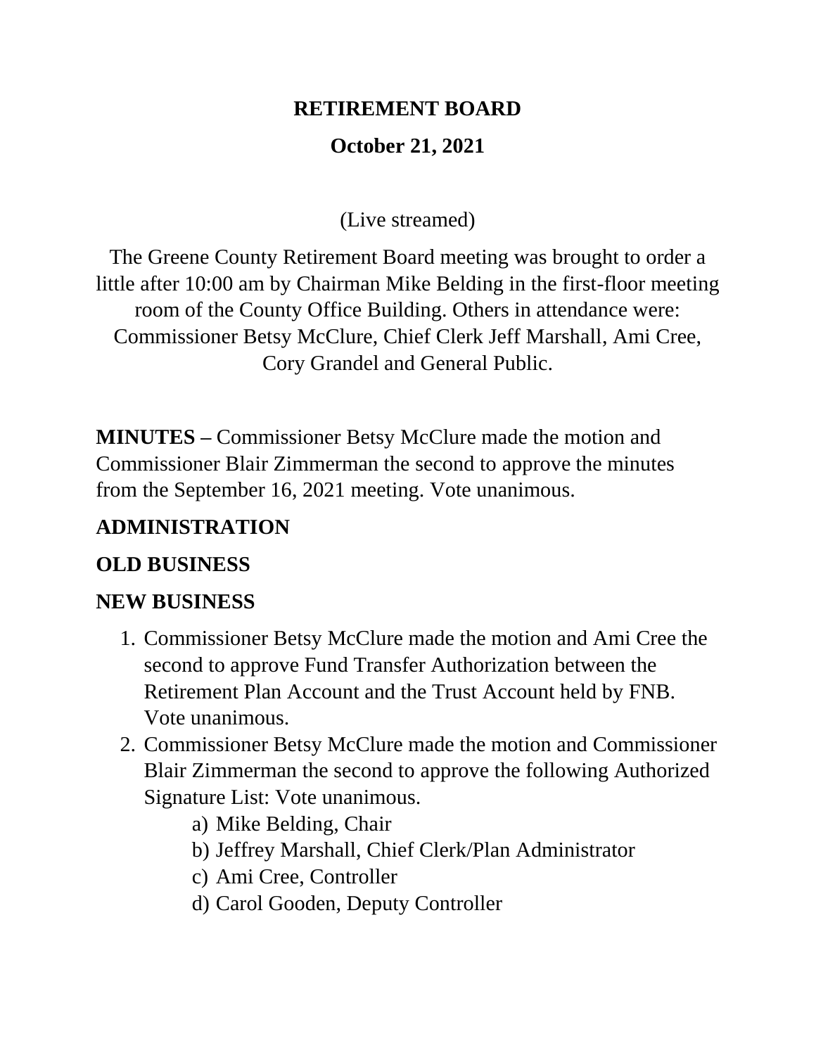# RETIREMENT BOARD

## October 21, 2021

(Live streamed)

The Greene County Retirement Board meeting was brought to order a little after 10:00 am by Chairman Mike Belding in the first-floor meeting room of the County Office Building. Others in attendance were: Commissioner Betsy McClure, Chief Clerk Jeff Marshall, Ami Cree, Cory Grandel and General Public.

**MINUTES –** Commissioner Betsy McClure made the motion and Commissioner Blair Zimmerman the second to approve the minutes from the September 16, 2021 meeting. Vote unanimous.

**ADMINISTRATION**

**OLD BUSINESS**

**NEW BUSINESS**

1. Commissioner Betsy McClure made the motion and Ami Cree the second to approve Fund Transfer Authorization between the Retirement Plan Account and the Trust Account held by FNB. Vote unanimous.
2. Commissioner Betsy McClure made the motion and Commissioner Blair Zimmerman the second to approve the following Authorized Signature List: Vote unanimous.
   a) Mike Belding, Chair
   b) Jeffrey Marshall, Chief Clerk/Plan Administrator
   c) Ami Cree, Controller
   d) Carol Gooden, Deputy Controller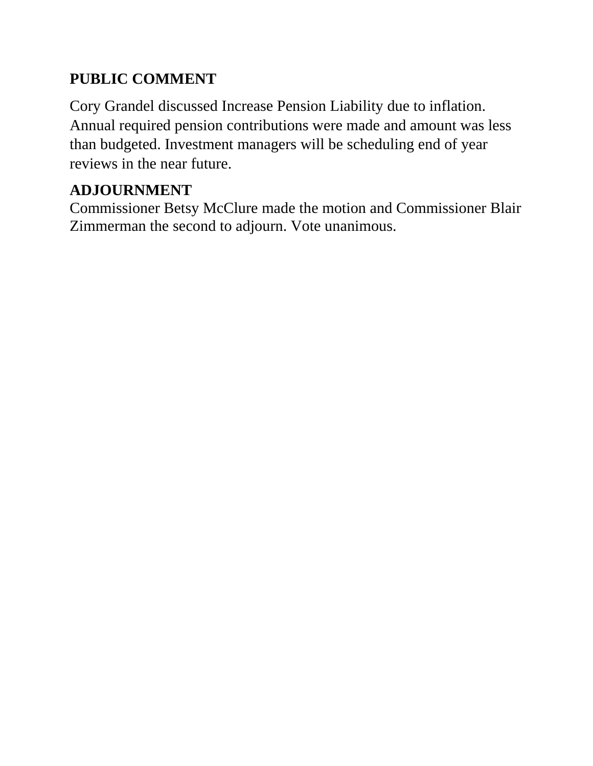## PUBLIC COMMENT

Cory Grandel discussed Increase Pension Liability due to inflation. Annual required pension contributions were made and amount was less than budgeted. Investment managers will be scheduling end of year reviews in the near future.

## ADJOURNMENT

Commissioner Betsy McClure made the motion and Commissioner Blair Zimmerman the second to adjourn. Vote unanimous.